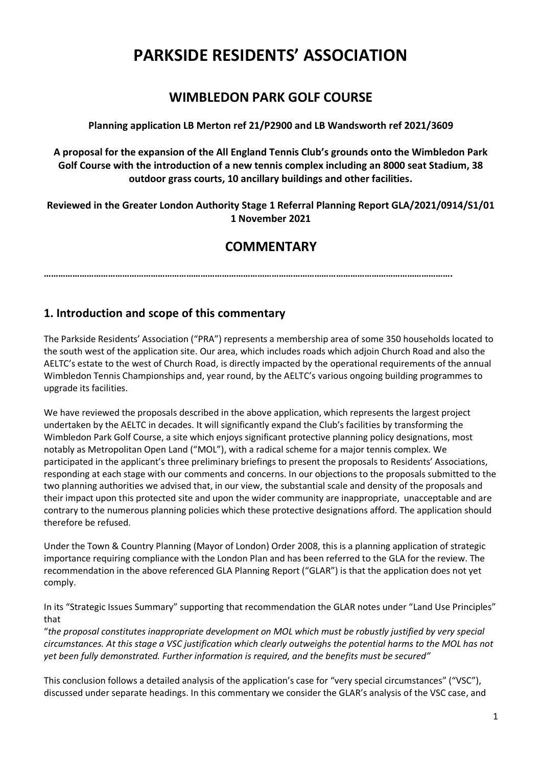# PARKSIDE RESIDENTS' ASSOCIATION

## WIMBLEDON PARK GOLF COURSE

**Planning application LB Merton ref 21/P2900 and LB Wandsworth ref 2021/3609**

**A proposal for the expansion of the All England Tennis Club's grounds onto the Wimbledon Park Golf Course with the introduction of a new tennis complex including an 8000 seat Stadium, 38 outdoor grass courts, 10 ancillary buildings and other facilities.**

**Reviewed in the Greater London Authority Stage 1 Referral Planning Report GLA/2021/0914/S1/01 1 November 2021**

## COMMENTARY

**……………………………………………………………………………………………………………………………………………….**

## 1. Introduction and scope of this commentary

The Parkside Residents' Association ("PRA") represents a membership area of some 350 households located to the south west of the application site. Our area, which includes roads which adjoin Church Road and also the AELTC's estate to the west of Church Road, is directly impacted by the operational requirements of the annual Wimbledon Tennis Championships and, year round, by the AELTC's various ongoing building programmes to upgrade its facilities.

We have reviewed the proposals described in the above application, which represents the largest project undertaken by the AELTC in decades. It will significantly expand the Club's facilities by transforming the Wimbledon Park Golf Course, a site which enjoys significant protective planning policy designations, most notably as Metropolitan Open Land ("MOL"), with a radical scheme for a major tennis complex. We participated in the applicant's three preliminary briefings to present the proposals to Residents' Associations, responding at each stage with our comments and concerns. In our objections to the proposals submitted to the two planning authorities we advised that, in our view, the substantial scale and density of the proposals and their impact upon this protected site and upon the wider community are inappropriate, unacceptable and are contrary to the numerous planning policies which these protective designations afford. The application should therefore be refused.

Under the Town & Country Planning (Mayor of London) Order 2008, this is a planning application of strategic importance requiring compliance with the London Plan and has been referred to the GLA for the review. The recommendation in the above referenced GLA Planning Report ("GLAR") is that the application does not yet comply.

In its "Strategic Issues Summary" supporting that recommendation the GLAR notes under "Land Use Principles" that

"*the proposal constitutes inappropriate development on MOL which must be robustly justified by very special circumstances. At this stage a VSC justification which clearly outweighs the potential harms to the MOL has not yet been fully demonstrated. Further information is required, and the benefits must be secured"*

This conclusion follows a detailed analysis of the application's case for "very special circumstances" ("VSC"), discussed under separate headings. In this commentary we consider the GLAR's analysis of the VSC case, and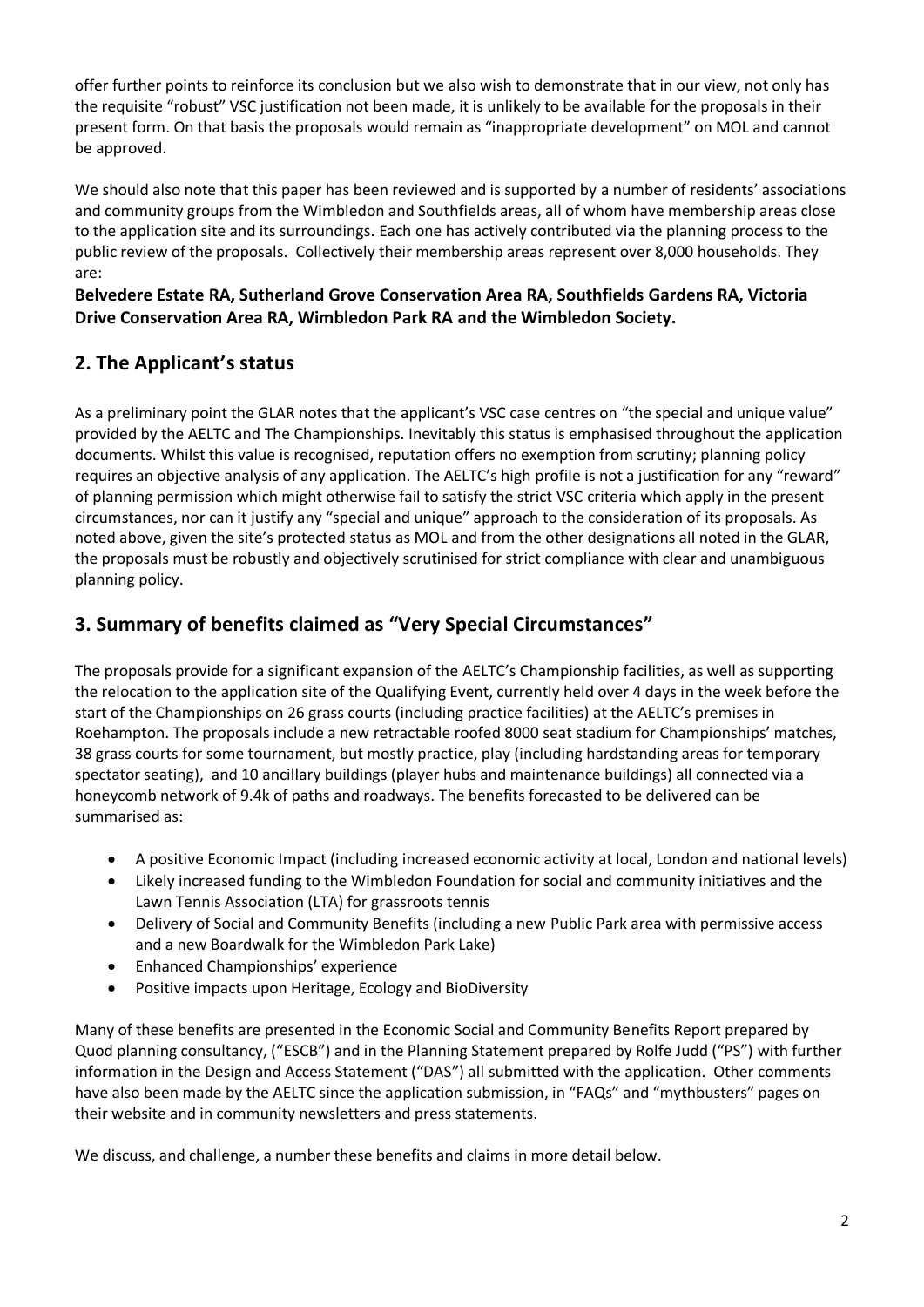offer further points to reinforce its conclusion but we also wish to demonstrate that in our view, not only has the requisite "robust" VSC justification not been made, it is unlikely to be available for the proposals in their present form. On that basis the proposals would remain as "inappropriate development" on MOL and cannot be approved.

We should also note that this paper has been reviewed and is supported by a number of residents' associations and community groups from the Wimbledon and Southfields areas, all of whom have membership areas close to the application site and its surroundings. Each one has actively contributed via the planning process to the public review of the proposals. Collectively their membership areas represent over 8,000 households. They are:

**Belvedere Estate RA, Sutherland Grove Conservation Area RA, Southfields Gardens RA, Victoria Drive Conservation Area RA, Wimbledon Park RA and the Wimbledon Society.**

## 2. The Applicant's status

As a preliminary point the GLAR notes that the applicant's VSC case centres on "the special and unique value" provided by the AELTC and The Championships. Inevitably this status is emphasised throughout the application documents. Whilst this value is recognised, reputation offers no exemption from scrutiny; planning policy requires an objective analysis of any application. The AELTC's high profile is not a justification for any "reward" of planning permission which might otherwise fail to satisfy the strict VSC criteria which apply in the present circumstances, nor can it justify any "special and unique" approach to the consideration of its proposals. As noted above, given the site's protected status as MOL and from the other designations all noted in the GLAR, the proposals must be robustly and objectively scrutinised for strict compliance with clear and unambiguous planning policy.

## 3. Summary of benefits claimed as "Very Special Circumstances"

The proposals provide for a significant expansion of the AELTC's Championship facilities, as well as supporting the relocation to the application site of the Qualifying Event, currently held over 4 days in the week before the start of the Championships on 26 grass courts (including practice facilities) at the AELTC's premises in Roehampton. The proposals include a new retractable roofed 8000 seat stadium for Championships' matches, 38 grass courts for some tournament, but mostly practice, play (including hardstanding areas for temporary spectator seating), and 10 ancillary buildings (player hubs and maintenance buildings) all connected via a honeycomb network of 9.4k of paths and roadways. The benefits forecasted to be delivered can be summarised as:

- A positive Economic Impact (including increased economic activity at local, London and national levels)
- Likely increased funding to the Wimbledon Foundation for social and community initiatives and the Lawn Tennis Association (LTA) for grassroots tennis
- Delivery of Social and Community Benefits (including a new Public Park area with permissive access and a new Boardwalk for the Wimbledon Park Lake)
- Enhanced Championships' experience
- Positive impacts upon Heritage, Ecology and BioDiversity

Many of these benefits are presented in the Economic Social and Community Benefits Report prepared by Quod planning consultancy, ("ESCB") and in the Planning Statement prepared by Rolfe Judd ("PS") with further information in the Design and Access Statement ("DAS") all submitted with the application. Other comments have also been made by the AELTC since the application submission, in "FAQs" and "mythbusters" pages on their website and in community newsletters and press statements.

We discuss, and challenge, a number these benefits and claims in more detail below.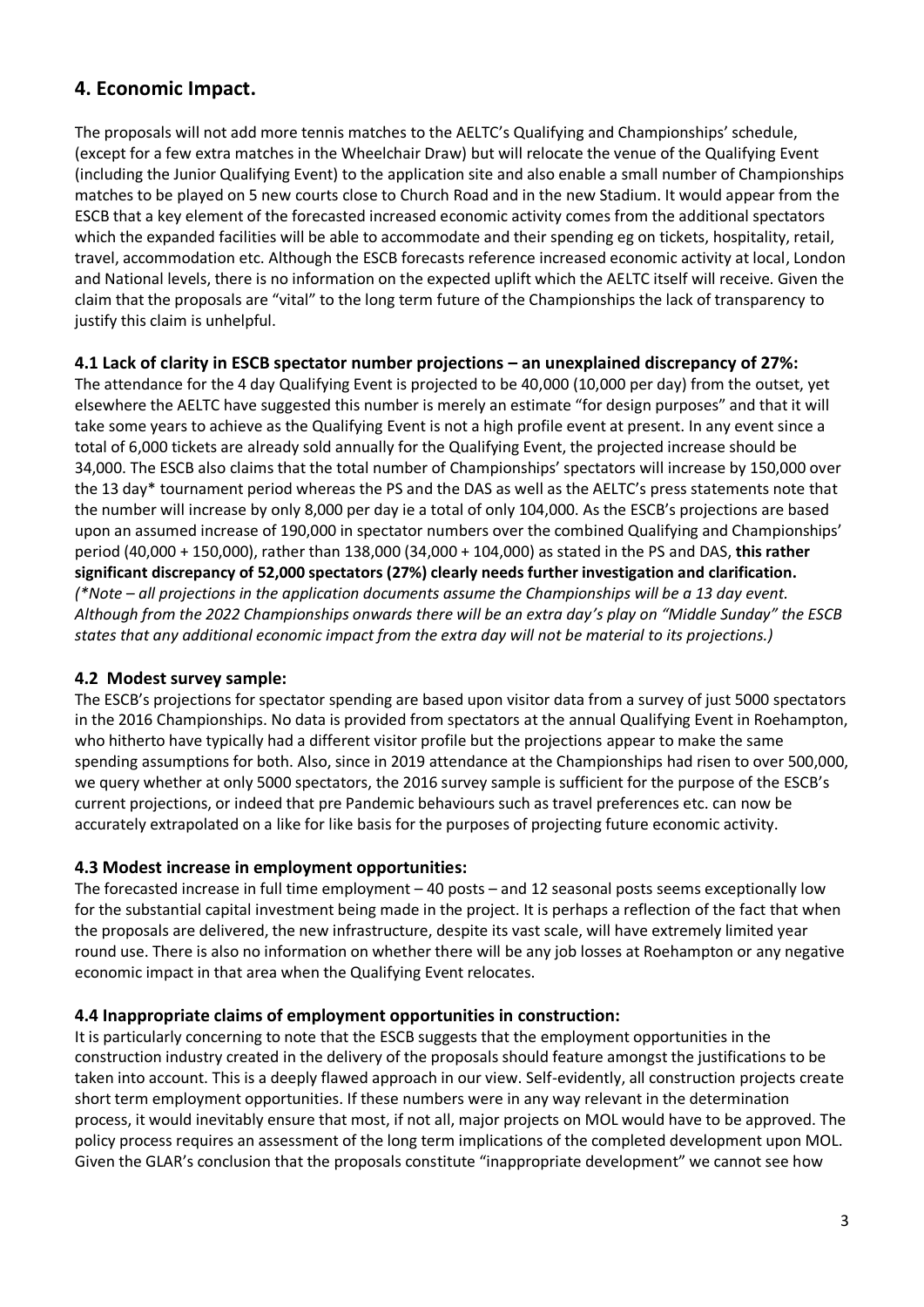## 4. Economic Impact.

The proposals will not add more tennis matches to the AELTC's Qualifying and Championships' schedule, (except for a few extra matches in the Wheelchair Draw) but will relocate the venue of the Qualifying Event (including the Junior Qualifying Event) to the application site and also enable a small number of Championships matches to be played on 5 new courts close to Church Road and in the new Stadium. It would appear from the ESCB that a key element of the forecasted increased economic activity comes from the additional spectators which the expanded facilities will be able to accommodate and their spending eg on tickets, hospitality, retail, travel, accommodation etc. Although the ESCB forecasts reference increased economic activity at local, London and National levels, there is no information on the expected uplift which the AELTC itself will receive. Given the claim that the proposals are "vital" to the long term future of the Championships the lack of transparency to justify this claim is unhelpful.

### 4.1 Lack of clarity in ESCB spectator number projections – an unexplained discrepancy of 27%:

The attendance for the 4 day Qualifying Event is projected to be 40,000 (10,000 per day) from the outset, yet elsewhere the AELTC have suggested this number is merely an estimate "for design purposes" and that it will take some years to achieve as the Qualifying Event is not a high profile event at present. In any event since a total of 6,000 tickets are already sold annually for the Qualifying Event, the projected increase should be 34,000. The ESCB also claims that the total number of Championships' spectators will increase by 150,000 over the 13 day* tournament period whereas the PS and the DAS as well as the AELTC's press statements note that the number will increase by only 8,000 per day ie a total of only 104,000. As the ESCB's projections are based upon an assumed increase of 190,000 in spectator numbers over the combined Qualifying and Championships' period (40,000 + 150,000), rather than 138,000 (34,000 + 104,000) as stated in the PS and DAS, **this rather significant discrepancy of 52,000 spectators (27%) clearly needs further investigation and clarification.**
*(*Note – all projections in the application documents assume the Championships will be a 13 day event. Although from the 2022 Championships onwards there will be an extra day's play on "Middle Sunday" the ESCB states that any additional economic impact from the extra day will not be material to its projections.)*

### 4.2 Modest survey sample:

The ESCB's projections for spectator spending are based upon visitor data from a survey of just 5000 spectators in the 2016 Championships. No data is provided from spectators at the annual Qualifying Event in Roehampton, who hitherto have typically had a different visitor profile but the projections appear to make the same spending assumptions for both. Also, since in 2019 attendance at the Championships had risen to over 500,000, we query whether at only 5000 spectators, the 2016 survey sample is sufficient for the purpose of the ESCB's current projections, or indeed that pre Pandemic behaviours such as travel preferences etc. can now be accurately extrapolated on a like for like basis for the purposes of projecting future economic activity.

### 4.3 Modest increase in employment opportunities:

The forecasted increase in full time employment – 40 posts – and 12 seasonal posts seems exceptionally low for the substantial capital investment being made in the project. It is perhaps a reflection of the fact that when the proposals are delivered, the new infrastructure, despite its vast scale, will have extremely limited year round use. There is also no information on whether there will be any job losses at Roehampton or any negative economic impact in that area when the Qualifying Event relocates.

### 4.4 Inappropriate claims of employment opportunities in construction:

It is particularly concerning to note that the ESCB suggests that the employment opportunities in the construction industry created in the delivery of the proposals should feature amongst the justifications to be taken into account. This is a deeply flawed approach in our view. Self-evidently, all construction projects create short term employment opportunities. If these numbers were in any way relevant in the determination process, it would inevitably ensure that most, if not all, major projects on MOL would have to be approved. The policy process requires an assessment of the long term implications of the completed development upon MOL. Given the GLAR's conclusion that the proposals constitute "inappropriate development" we cannot see how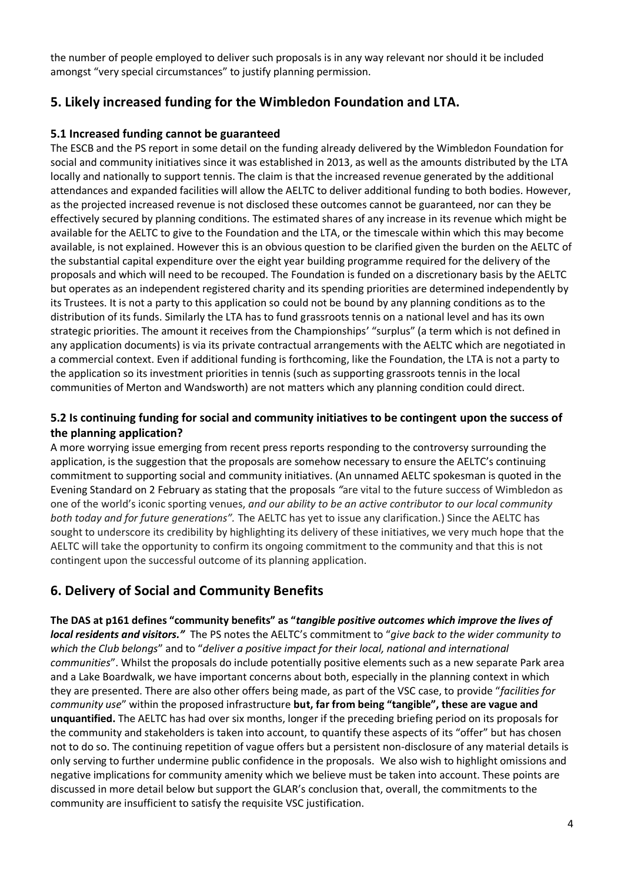the number of people employed to deliver such proposals is in any way relevant nor should it be included amongst "very special circumstances" to justify planning permission.

## 5. Likely increased funding for the Wimbledon Foundation and LTA.

### 5.1 Increased funding cannot be guaranteed

The ESCB and the PS report in some detail on the funding already delivered by the Wimbledon Foundation for social and community initiatives since it was established in 2013, as well as the amounts distributed by the LTA locally and nationally to support tennis. The claim is that the increased revenue generated by the additional attendances and expanded facilities will allow the AELTC to deliver additional funding to both bodies. However, as the projected increased revenue is not disclosed these outcomes cannot be guaranteed, nor can they be effectively secured by planning conditions. The estimated shares of any increase in its revenue which might be available for the AELTC to give to the Foundation and the LTA, or the timescale within which this may become available, is not explained. However this is an obvious question to be clarified given the burden on the AELTC of the substantial capital expenditure over the eight year building programme required for the delivery of the proposals and which will need to be recouped. The Foundation is funded on a discretionary basis by the AELTC but operates as an independent registered charity and its spending priorities are determined independently by its Trustees. It is not a party to this application so could not be bound by any planning conditions as to the distribution of its funds. Similarly the LTA has to fund grassroots tennis on a national level and has its own strategic priorities. The amount it receives from the Championships' "surplus" (a term which is not defined in any application documents) is via its private contractual arrangements with the AELTC which are negotiated in a commercial context. Even if additional funding is forthcoming, like the Foundation, the LTA is not a party to the application so its investment priorities in tennis (such as supporting grassroots tennis in the local communities of Merton and Wandsworth) are not matters which any planning condition could direct.

### 5.2 Is continuing funding for social and community initiatives to be contingent upon the success of the planning application?

A more worrying issue emerging from recent press reports responding to the controversy surrounding the application, is the suggestion that the proposals are somehow necessary to ensure the AELTC's continuing commitment to supporting social and community initiatives. (An unnamed AELTC spokesman is quoted in the Evening Standard on 2 February as stating that the proposals *"*are vital to the future success of Wimbledon as one of the world's iconic sporting venues, *and our ability to be an active contributor to our local community both today and for future generations".* The AELTC has yet to issue any clarification.) Since the AELTC has sought to underscore its credibility by highlighting its delivery of these initiatives, we very much hope that the AELTC will take the opportunity to confirm its ongoing commitment to the community and that this is not contingent upon the successful outcome of its planning application.

## 6. Delivery of Social and Community Benefits

**The DAS at p161 defines "community benefits" as "*tangible positive outcomes which improve the lives of local residents and visitors."*** The PS notes the AELTC's commitment to "*give back to the wider community to which the Club belongs*" and to "*deliver a positive impact for their local, national and international communities*". Whilst the proposals do include potentially positive elements such as a new separate Park area and a Lake Boardwalk, we have important concerns about both, especially in the planning context in which they are presented. There are also other offers being made, as part of the VSC case, to provide "*facilities for community use*" within the proposed infrastructure **but, far from being "tangible", these are vague and unquantified.** The AELTC has had over six months, longer if the preceding briefing period on its proposals for the community and stakeholders is taken into account, to quantify these aspects of its "offer" but has chosen not to do so. The continuing repetition of vague offers but a persistent non-disclosure of any material details is only serving to further undermine public confidence in the proposals. We also wish to highlight omissions and negative implications for community amenity which we believe must be taken into account. These points are discussed in more detail below but support the GLAR's conclusion that, overall, the commitments to the community are insufficient to satisfy the requisite VSC justification.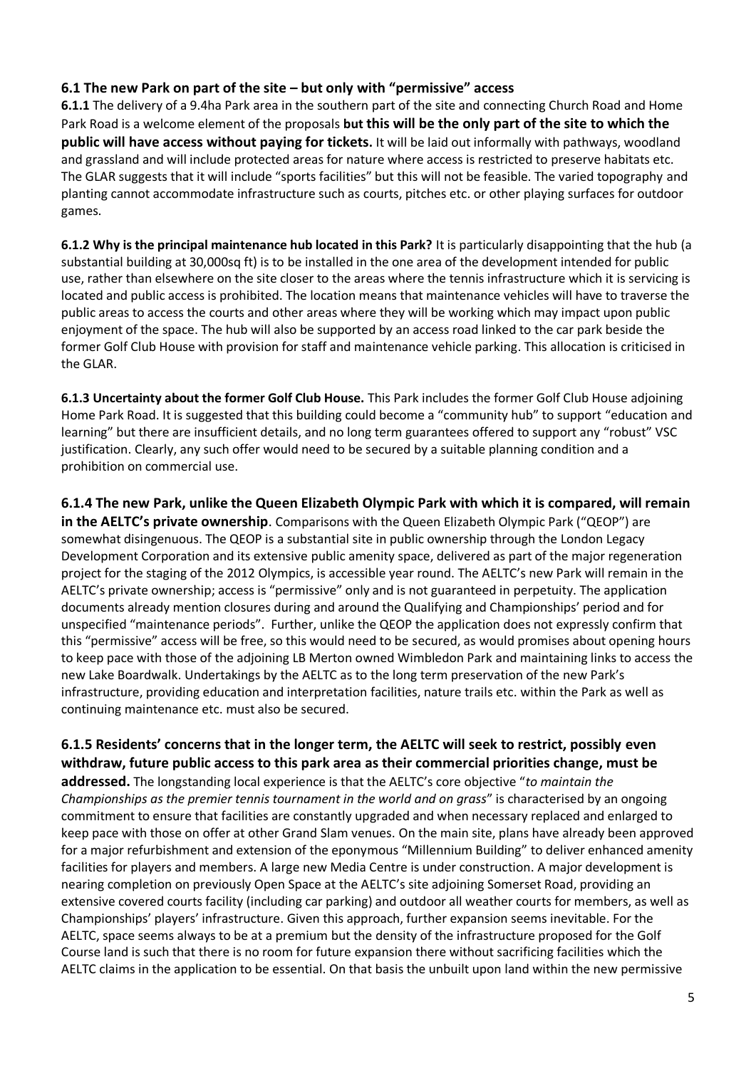### 6.1 The new Park on part of the site – but only with "permissive" access

**6.1.1** The delivery of a 9.4ha Park area in the southern part of the site and connecting Church Road and Home Park Road is a welcome element of the proposals **but this will be the only part of the site to which the public will have access without paying for tickets.** It will be laid out informally with pathways, woodland and grassland and will include protected areas for nature where access is restricted to preserve habitats etc. The GLAR suggests that it will include "sports facilities" but this will not be feasible. The varied topography and planting cannot accommodate infrastructure such as courts, pitches etc. or other playing surfaces for outdoor games.

**6.1.2 Why is the principal maintenance hub located in this Park?** It is particularly disappointing that the hub (a substantial building at 30,000sq ft) is to be installed in the one area of the development intended for public use, rather than elsewhere on the site closer to the areas where the tennis infrastructure which it is servicing is located and public access is prohibited. The location means that maintenance vehicles will have to traverse the public areas to access the courts and other areas where they will be working which may impact upon public enjoyment of the space. The hub will also be supported by an access road linked to the car park beside the former Golf Club House with provision for staff and maintenance vehicle parking. This allocation is criticised in the GLAR.

**6.1.3 Uncertainty about the former Golf Club House.** This Park includes the former Golf Club House adjoining Home Park Road. It is suggested that this building could become a "community hub" to support "education and learning" but there are insufficient details, and no long term guarantees offered to support any "robust" VSC justification. Clearly, any such offer would need to be secured by a suitable planning condition and a prohibition on commercial use.

**6.1.4 The new Park, unlike the Queen Elizabeth Olympic Park with which it is compared, will remain in the AELTC's private ownership**. Comparisons with the Queen Elizabeth Olympic Park ("QEOP") are somewhat disingenuous. The QEOP is a substantial site in public ownership through the London Legacy Development Corporation and its extensive public amenity space, delivered as part of the major regeneration project for the staging of the 2012 Olympics, is accessible year round. The AELTC's new Park will remain in the AELTC's private ownership; access is "permissive" only and is not guaranteed in perpetuity. The application documents already mention closures during and around the Qualifying and Championships' period and for unspecified "maintenance periods". Further, unlike the QEOP the application does not expressly confirm that this "permissive" access will be free, so this would need to be secured, as would promises about opening hours to keep pace with those of the adjoining LB Merton owned Wimbledon Park and maintaining links to access the new Lake Boardwalk. Undertakings by the AELTC as to the long term preservation of the new Park's infrastructure, providing education and interpretation facilities, nature trails etc. within the Park as well as continuing maintenance etc. must also be secured.

**6.1.5 Residents' concerns that in the longer term, the AELTC will seek to restrict, possibly even withdraw, future public access to this park area as their commercial priorities change, must be addressed.** The longstanding local experience is that the AELTC's core objective "*to maintain the Championships as the premier tennis tournament in the world and on grass*" is characterised by an ongoing commitment to ensure that facilities are constantly upgraded and when necessary replaced and enlarged to keep pace with those on offer at other Grand Slam venues. On the main site, plans have already been approved for a major refurbishment and extension of the eponymous "Millennium Building" to deliver enhanced amenity facilities for players and members. A large new Media Centre is under construction. A major development is nearing completion on previously Open Space at the AELTC's site adjoining Somerset Road, providing an extensive covered courts facility (including car parking) and outdoor all weather courts for members, as well as Championships' players' infrastructure. Given this approach, further expansion seems inevitable. For the AELTC, space seems always to be at a premium but the density of the infrastructure proposed for the Golf Course land is such that there is no room for future expansion there without sacrificing facilities which the AELTC claims in the application to be essential. On that basis the unbuilt upon land within the new permissive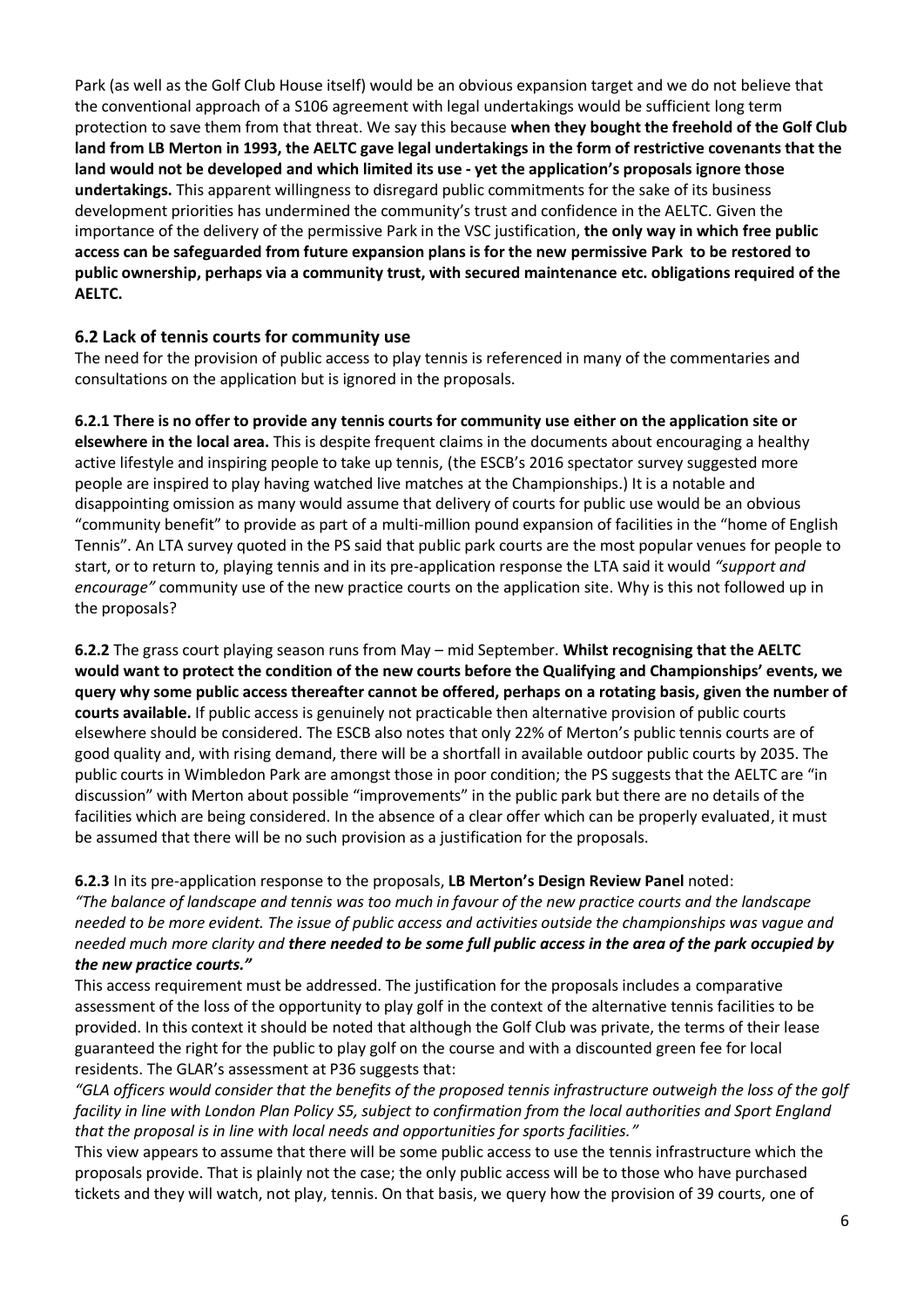Park (as well as the Golf Club House itself) would be an obvious expansion target and we do not believe that the conventional approach of a S106 agreement with legal undertakings would be sufficient long term protection to save them from that threat. We say this because **when they bought the freehold of the Golf Club land from LB Merton in 1993, the AELTC gave legal undertakings in the form of restrictive covenants that the land would not be developed and which limited its use - yet the application's proposals ignore those undertakings.** This apparent willingness to disregard public commitments for the sake of its business development priorities has undermined the community's trust and confidence in the AELTC. Given the importance of the delivery of the permissive Park in the VSC justification, **the only way in which free public access can be safeguarded from future expansion plans is for the new permissive Park to be restored to public ownership, perhaps via a community trust, with secured maintenance etc. obligations required of the AELTC.**

### 6.2 Lack of tennis courts for community use

The need for the provision of public access to play tennis is referenced in many of the commentaries and consultations on the application but is ignored in the proposals.

**6.2.1 There is no offer to provide any tennis courts for community use either on the application site or elsewhere in the local area.** This is despite frequent claims in the documents about encouraging a healthy active lifestyle and inspiring people to take up tennis, (the ESCB's 2016 spectator survey suggested more people are inspired to play having watched live matches at the Championships.) It is a notable and disappointing omission as many would assume that delivery of courts for public use would be an obvious "community benefit" to provide as part of a multi-million pound expansion of facilities in the "home of English Tennis". An LTA survey quoted in the PS said that public park courts are the most popular venues for people to start, or to return to, playing tennis and in its pre-application response the LTA said it would *"support and encourage"* community use of the new practice courts on the application site. Why is this not followed up in the proposals?

**6.2.2** The grass court playing season runs from May – mid September. **Whilst recognising that the AELTC would want to protect the condition of the new courts before the Qualifying and Championships' events, we query why some public access thereafter cannot be offered, perhaps on a rotating basis, given the number of courts available.** If public access is genuinely not practicable then alternative provision of public courts elsewhere should be considered. The ESCB also notes that only 22% of Merton's public tennis courts are of good quality and, with rising demand, there will be a shortfall in available outdoor public courts by 2035. The public courts in Wimbledon Park are amongst those in poor condition; the PS suggests that the AELTC are "in discussion" with Merton about possible "improvements" in the public park but there are no details of the facilities which are being considered. In the absence of a clear offer which can be properly evaluated, it must be assumed that there will be no such provision as a justification for the proposals.

**6.2.3** In its pre-application response to the proposals, **LB Merton's Design Review Panel** noted:
*"The balance of landscape and tennis was too much in favour of the new practice courts and the landscape needed to be more evident. The issue of public access and activities outside the championships was vague and needed much more clarity and* ***there needed to be some full public access in the area of the park occupied by the new practice courts."***

This access requirement must be addressed. The justification for the proposals includes a comparative assessment of the loss of the opportunity to play golf in the context of the alternative tennis facilities to be provided. In this context it should be noted that although the Golf Club was private, the terms of their lease guaranteed the right for the public to play golf on the course and with a discounted green fee for local residents. The GLAR's assessment at P36 suggests that:
*"GLA officers would consider that the benefits of the proposed tennis infrastructure outweigh the loss of the golf facility in line with London Plan Policy S5, subject to confirmation from the local authorities and Sport England that the proposal is in line with local needs and opportunities for sports facilities."*

This view appears to assume that there will be some public access to use the tennis infrastructure which the proposals provide. That is plainly not the case; the only public access will be to those who have purchased tickets and they will watch, not play, tennis. On that basis, we query how the provision of 39 courts, one of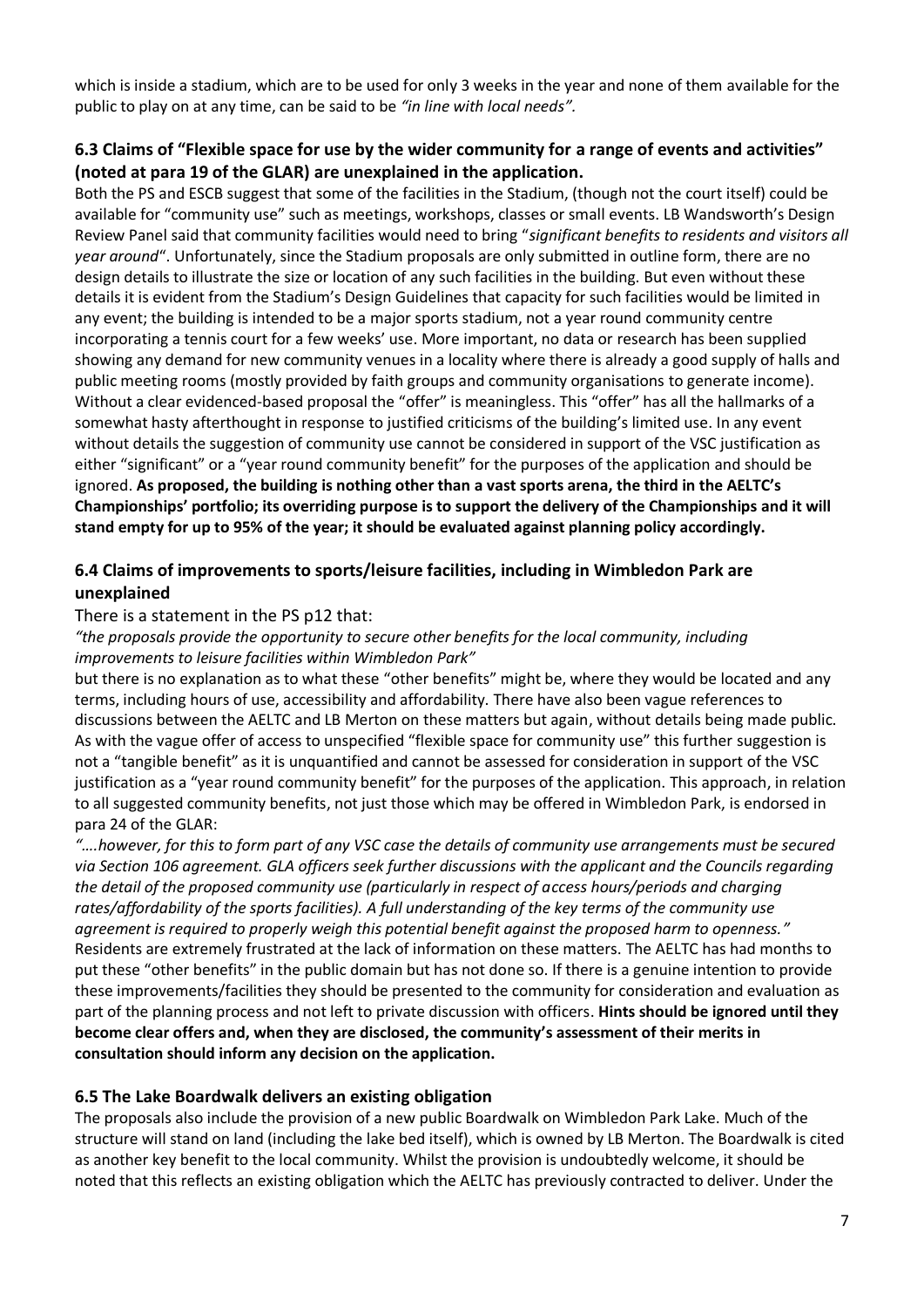which is inside a stadium, which are to be used for only 3 weeks in the year and none of them available for the public to play on at any time, can be said to be *"in line with local needs".*

### 6.3 Claims of "Flexible space for use by the wider community for a range of events and activities" (noted at para 19 of the GLAR) are unexplained in the application.

Both the PS and ESCB suggest that some of the facilities in the Stadium, (though not the court itself) could be available for "community use" such as meetings, workshops, classes or small events. LB Wandsworth's Design Review Panel said that community facilities would need to bring "*significant benefits to residents and visitors all year around*". Unfortunately, since the Stadium proposals are only submitted in outline form, there are no design details to illustrate the size or location of any such facilities in the building. But even without these details it is evident from the Stadium's Design Guidelines that capacity for such facilities would be limited in any event; the building is intended to be a major sports stadium, not a year round community centre incorporating a tennis court for a few weeks' use. More important, no data or research has been supplied showing any demand for new community venues in a locality where there is already a good supply of halls and public meeting rooms (mostly provided by faith groups and community organisations to generate income). Without a clear evidenced-based proposal the "offer" is meaningless. This "offer" has all the hallmarks of a somewhat hasty afterthought in response to justified criticisms of the building's limited use. In any event without details the suggestion of community use cannot be considered in support of the VSC justification as either "significant" or a "year round community benefit" for the purposes of the application and should be ignored. **As proposed, the building is nothing other than a vast sports arena, the third in the AELTC's Championships' portfolio; its overriding purpose is to support the delivery of the Championships and it will stand empty for up to 95% of the year; it should be evaluated against planning policy accordingly.**

### 6.4 Claims of improvements to sports/leisure facilities, including in Wimbledon Park are unexplained

There is a statement in the PS p12 that:

*"the proposals provide the opportunity to secure other benefits for the local community, including improvements to leisure facilities within Wimbledon Park"*

but there is no explanation as to what these "other benefits" might be, where they would be located and any terms, including hours of use, accessibility and affordability. There have also been vague references to discussions between the AELTC and LB Merton on these matters but again, without details being made public. As with the vague offer of access to unspecified "flexible space for community use" this further suggestion is not a "tangible benefit" as it is unquantified and cannot be assessed for consideration in support of the VSC justification as a "year round community benefit" for the purposes of the application. This approach, in relation to all suggested community benefits, not just those which may be offered in Wimbledon Park, is endorsed in para 24 of the GLAR:

*"….however, for this to form part of any VSC case the details of community use arrangements must be secured via Section 106 agreement. GLA officers seek further discussions with the applicant and the Councils regarding the detail of the proposed community use (particularly in respect of access hours/periods and charging rates/affordability of the sports facilities). A full understanding of the key terms of the community use agreement is required to properly weigh this potential benefit against the proposed harm to openness."*

Residents are extremely frustrated at the lack of information on these matters. The AELTC has had months to put these "other benefits" in the public domain but has not done so. If there is a genuine intention to provide these improvements/facilities they should be presented to the community for consideration and evaluation as part of the planning process and not left to private discussion with officers. **Hints should be ignored until they become clear offers and, when they are disclosed, the community's assessment of their merits in consultation should inform any decision on the application.**

### 6.5 The Lake Boardwalk delivers an existing obligation

The proposals also include the provision of a new public Boardwalk on Wimbledon Park Lake. Much of the structure will stand on land (including the lake bed itself), which is owned by LB Merton. The Boardwalk is cited as another key benefit to the local community. Whilst the provision is undoubtedly welcome, it should be noted that this reflects an existing obligation which the AELTC has previously contracted to deliver. Under the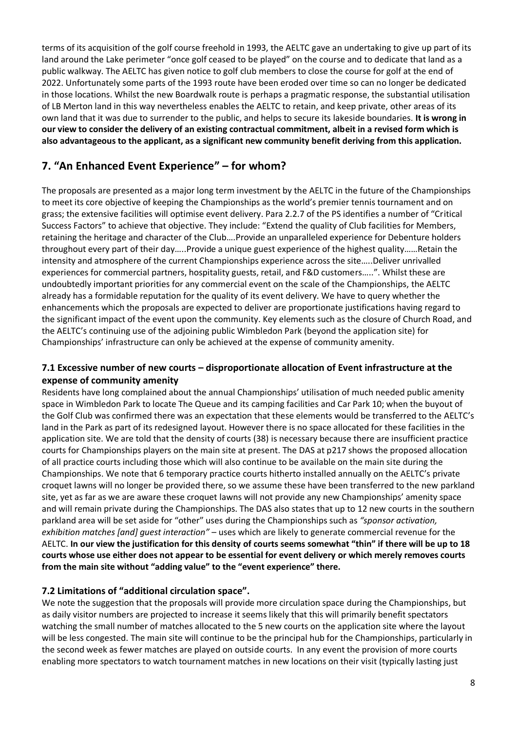terms of its acquisition of the golf course freehold in 1993, the AELTC gave an undertaking to give up part of its land around the Lake perimeter "once golf ceased to be played" on the course and to dedicate that land as a public walkway. The AELTC has given notice to golf club members to close the course for golf at the end of 2022. Unfortunately some parts of the 1993 route have been eroded over time so can no longer be dedicated in those locations. Whilst the new Boardwalk route is perhaps a pragmatic response, the substantial utilisation of LB Merton land in this way nevertheless enables the AELTC to retain, and keep private, other areas of its own land that it was due to surrender to the public, and helps to secure its lakeside boundaries. **It is wrong in our view to consider the delivery of an existing contractual commitment, albeit in a revised form which is also advantageous to the applicant, as a significant new community benefit deriving from this application.**

## 7. "An Enhanced Event Experience" – for whom?

The proposals are presented as a major long term investment by the AELTC in the future of the Championships to meet its core objective of keeping the Championships as the world's premier tennis tournament and on grass; the extensive facilities will optimise event delivery. Para 2.2.7 of the PS identifies a number of "Critical Success Factors" to achieve that objective. They include: "Extend the quality of Club facilities for Members, retaining the heritage and character of the Club….Provide an unparalleled experience for Debenture holders throughout every part of their day…..Provide a unique guest experience of the highest quality……Retain the intensity and atmosphere of the current Championships experience across the site…..Deliver unrivalled experiences for commercial partners, hospitality guests, retail, and F&D customers…..". Whilst these are undoubtedly important priorities for any commercial event on the scale of the Championships, the AELTC already has a formidable reputation for the quality of its event delivery. We have to query whether the enhancements which the proposals are expected to deliver are proportionate justifications having regard to the significant impact of the event upon the community. Key elements such as the closure of Church Road, and the AELTC's continuing use of the adjoining public Wimbledon Park (beyond the application site) for Championships' infrastructure can only be achieved at the expense of community amenity.

### 7.1 Excessive number of new courts – disproportionate allocation of Event infrastructure at the expense of community amenity

Residents have long complained about the annual Championships' utilisation of much needed public amenity space in Wimbledon Park to locate The Queue and its camping facilities and Car Park 10; when the buyout of the Golf Club was confirmed there was an expectation that these elements would be transferred to the AELTC's land in the Park as part of its redesigned layout. However there is no space allocated for these facilities in the application site. We are told that the density of courts (38) is necessary because there are insufficient practice courts for Championships players on the main site at present. The DAS at p217 shows the proposed allocation of all practice courts including those which will also continue to be available on the main site during the Championships. We note that 6 temporary practice courts hitherto installed annually on the AELTC's private croquet lawns will no longer be provided there, so we assume these have been transferred to the new parkland site, yet as far as we are aware these croquet lawns will not provide any new Championships' amenity space and will remain private during the Championships. The DAS also states that up to 12 new courts in the southern parkland area will be set aside for "other" uses during the Championships such as *"sponsor activation, exhibition matches [and] guest interaction"* – uses which are likely to generate commercial revenue for the AELTC. **In our view the justification for this density of courts seems somewhat "thin" if there will be up to 18 courts whose use either does not appear to be essential for event delivery or which merely removes courts from the main site without "adding value" to the "event experience" there.**

### 7.2 Limitations of "additional circulation space".

We note the suggestion that the proposals will provide more circulation space during the Championships, but as daily visitor numbers are projected to increase it seems likely that this will primarily benefit spectators watching the small number of matches allocated to the 5 new courts on the application site where the layout will be less congested. The main site will continue to be the principal hub for the Championships, particularly in the second week as fewer matches are played on outside courts. In any event the provision of more courts enabling more spectators to watch tournament matches in new locations on their visit (typically lasting just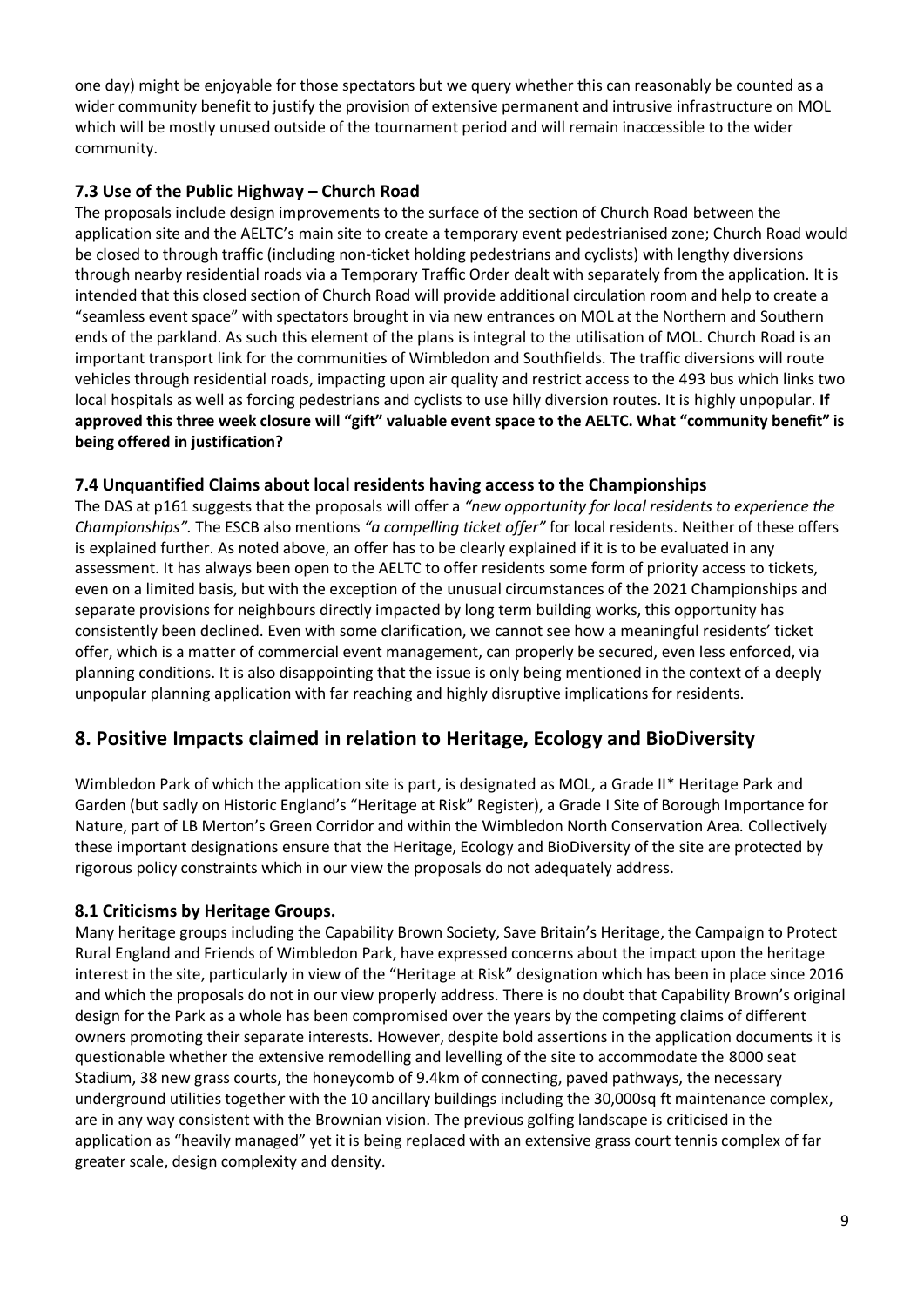one day) might be enjoyable for those spectators but we query whether this can reasonably be counted as a wider community benefit to justify the provision of extensive permanent and intrusive infrastructure on MOL which will be mostly unused outside of the tournament period and will remain inaccessible to the wider community.

### 7.3 Use of the Public Highway – Church Road

The proposals include design improvements to the surface of the section of Church Road between the application site and the AELTC's main site to create a temporary event pedestrianised zone; Church Road would be closed to through traffic (including non-ticket holding pedestrians and cyclists) with lengthy diversions through nearby residential roads via a Temporary Traffic Order dealt with separately from the application. It is intended that this closed section of Church Road will provide additional circulation room and help to create a "seamless event space" with spectators brought in via new entrances on MOL at the Northern and Southern ends of the parkland. As such this element of the plans is integral to the utilisation of MOL. Church Road is an important transport link for the communities of Wimbledon and Southfields. The traffic diversions will route vehicles through residential roads, impacting upon air quality and restrict access to the 493 bus which links two local hospitals as well as forcing pedestrians and cyclists to use hilly diversion routes. It is highly unpopular. **If approved this three week closure will "gift" valuable event space to the AELTC. What "community benefit" is being offered in justification?**

### 7.4 Unquantified Claims about local residents having access to the Championships

The DAS at p161 suggests that the proposals will offer a *"new opportunity for local residents to experience the Championships".* The ESCB also mentions *"a compelling ticket offer"* for local residents. Neither of these offers is explained further. As noted above, an offer has to be clearly explained if it is to be evaluated in any assessment. It has always been open to the AELTC to offer residents some form of priority access to tickets, even on a limited basis, but with the exception of the unusual circumstances of the 2021 Championships and separate provisions for neighbours directly impacted by long term building works, this opportunity has consistently been declined. Even with some clarification, we cannot see how a meaningful residents' ticket offer, which is a matter of commercial event management, can properly be secured, even less enforced, via planning conditions. It is also disappointing that the issue is only being mentioned in the context of a deeply unpopular planning application with far reaching and highly disruptive implications for residents.

## 8. Positive Impacts claimed in relation to Heritage, Ecology and BioDiversity

Wimbledon Park of which the application site is part, is designated as MOL, a Grade II* Heritage Park and Garden (but sadly on Historic England's "Heritage at Risk" Register), a Grade I Site of Borough Importance for Nature, part of LB Merton's Green Corridor and within the Wimbledon North Conservation Area. Collectively these important designations ensure that the Heritage, Ecology and BioDiversity of the site are protected by rigorous policy constraints which in our view the proposals do not adequately address.

### 8.1 Criticisms by Heritage Groups.

Many heritage groups including the Capability Brown Society, Save Britain's Heritage, the Campaign to Protect Rural England and Friends of Wimbledon Park, have expressed concerns about the impact upon the heritage interest in the site, particularly in view of the "Heritage at Risk" designation which has been in place since 2016 and which the proposals do not in our view properly address. There is no doubt that Capability Brown's original design for the Park as a whole has been compromised over the years by the competing claims of different owners promoting their separate interests. However, despite bold assertions in the application documents it is questionable whether the extensive remodelling and levelling of the site to accommodate the 8000 seat Stadium, 38 new grass courts, the honeycomb of 9.4km of connecting, paved pathways, the necessary underground utilities together with the 10 ancillary buildings including the 30,000sq ft maintenance complex, are in any way consistent with the Brownian vision. The previous golfing landscape is criticised in the application as "heavily managed" yet it is being replaced with an extensive grass court tennis complex of far greater scale, design complexity and density.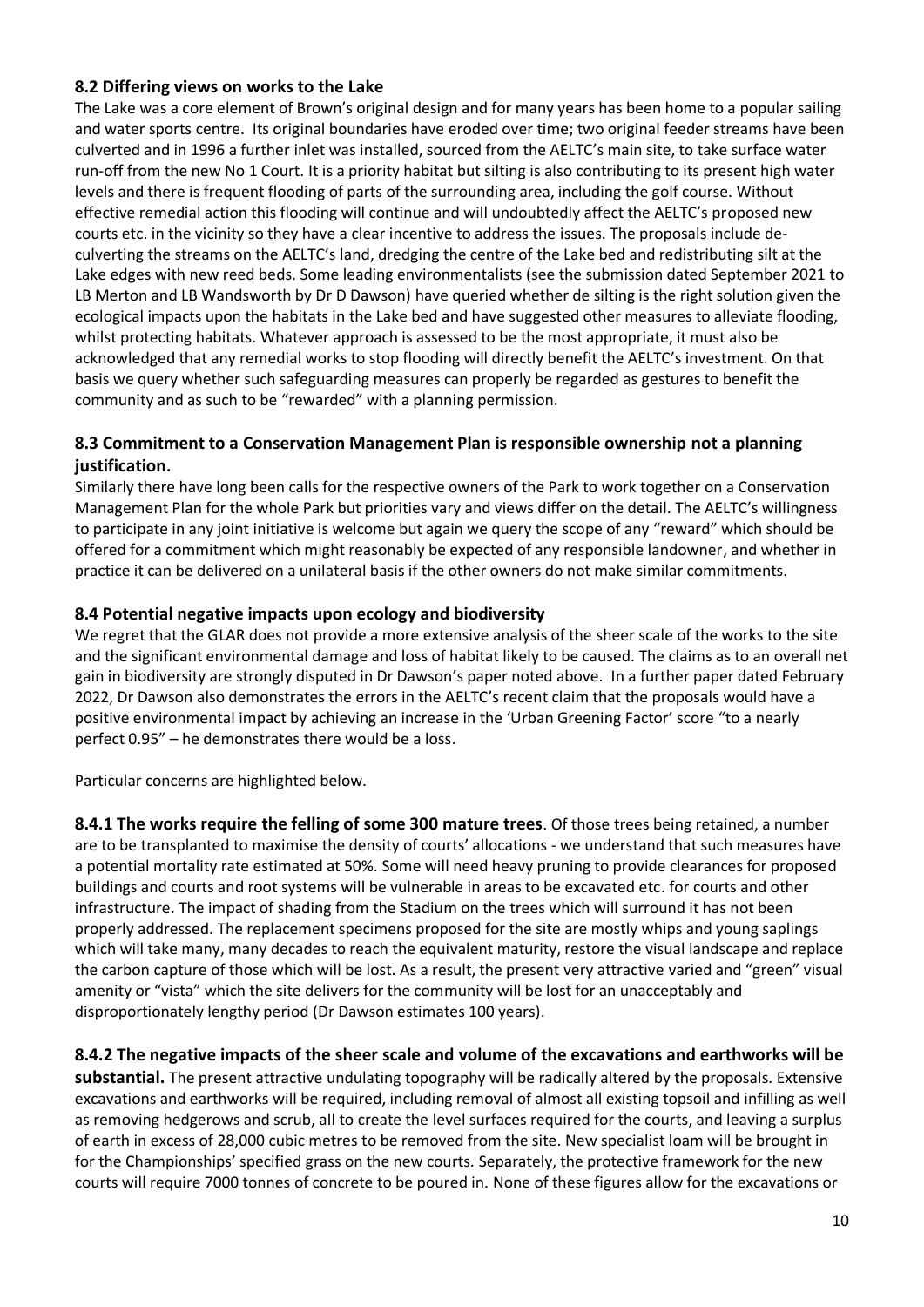### 8.2 Differing views on works to the Lake

The Lake was a core element of Brown's original design and for many years has been home to a popular sailing and water sports centre. Its original boundaries have eroded over time; two original feeder streams have been culverted and in 1996 a further inlet was installed, sourced from the AELTC's main site, to take surface water run-off from the new No 1 Court. It is a priority habitat but silting is also contributing to its present high water levels and there is frequent flooding of parts of the surrounding area, including the golf course. Without effective remedial action this flooding will continue and will undoubtedly affect the AELTC's proposed new courts etc. in the vicinity so they have a clear incentive to address the issues. The proposals include de-culverting the streams on the AELTC's land, dredging the centre of the Lake bed and redistributing silt at the Lake edges with new reed beds. Some leading environmentalists (see the submission dated September 2021 to LB Merton and LB Wandsworth by Dr D Dawson) have queried whether de silting is the right solution given the ecological impacts upon the habitats in the Lake bed and have suggested other measures to alleviate flooding, whilst protecting habitats. Whatever approach is assessed to be the most appropriate, it must also be acknowledged that any remedial works to stop flooding will directly benefit the AELTC's investment. On that basis we query whether such safeguarding measures can properly be regarded as gestures to benefit the community and as such to be "rewarded" with a planning permission.

### 8.3 Commitment to a Conservation Management Plan is responsible ownership not a planning justification.

Similarly there have long been calls for the respective owners of the Park to work together on a Conservation Management Plan for the whole Park but priorities vary and views differ on the detail. The AELTC's willingness to participate in any joint initiative is welcome but again we query the scope of any "reward" which should be offered for a commitment which might reasonably be expected of any responsible landowner, and whether in practice it can be delivered on a unilateral basis if the other owners do not make similar commitments.

### 8.4 Potential negative impacts upon ecology and biodiversity

We regret that the GLAR does not provide a more extensive analysis of the sheer scale of the works to the site and the significant environmental damage and loss of habitat likely to be caused. The claims as to an overall net gain in biodiversity are strongly disputed in Dr Dawson's paper noted above. In a further paper dated February 2022, Dr Dawson also demonstrates the errors in the AELTC's recent claim that the proposals would have a positive environmental impact by achieving an increase in the 'Urban Greening Factor' score "to a nearly perfect 0.95" – he demonstrates there would be a loss.

Particular concerns are highlighted below.

**8.4.1 The works require the felling of some 300 mature trees**. Of those trees being retained, a number are to be transplanted to maximise the density of courts' allocations - we understand that such measures have a potential mortality rate estimated at 50%. Some will need heavy pruning to provide clearances for proposed buildings and courts and root systems will be vulnerable in areas to be excavated etc. for courts and other infrastructure. The impact of shading from the Stadium on the trees which will surround it has not been properly addressed. The replacement specimens proposed for the site are mostly whips and young saplings which will take many, many decades to reach the equivalent maturity, restore the visual landscape and replace the carbon capture of those which will be lost. As a result, the present very attractive varied and "green" visual amenity or "vista" which the site delivers for the community will be lost for an unacceptably and disproportionately lengthy period (Dr Dawson estimates 100 years).

**8.4.2 The negative impacts of the sheer scale and volume of the excavations and earthworks will be substantial.** The present attractive undulating topography will be radically altered by the proposals. Extensive excavations and earthworks will be required, including removal of almost all existing topsoil and infilling as well as removing hedgerows and scrub, all to create the level surfaces required for the courts, and leaving a surplus of earth in excess of 28,000 cubic metres to be removed from the site. New specialist loam will be brought in for the Championships' specified grass on the new courts. Separately, the protective framework for the new courts will require 7000 tonnes of concrete to be poured in. None of these figures allow for the excavations or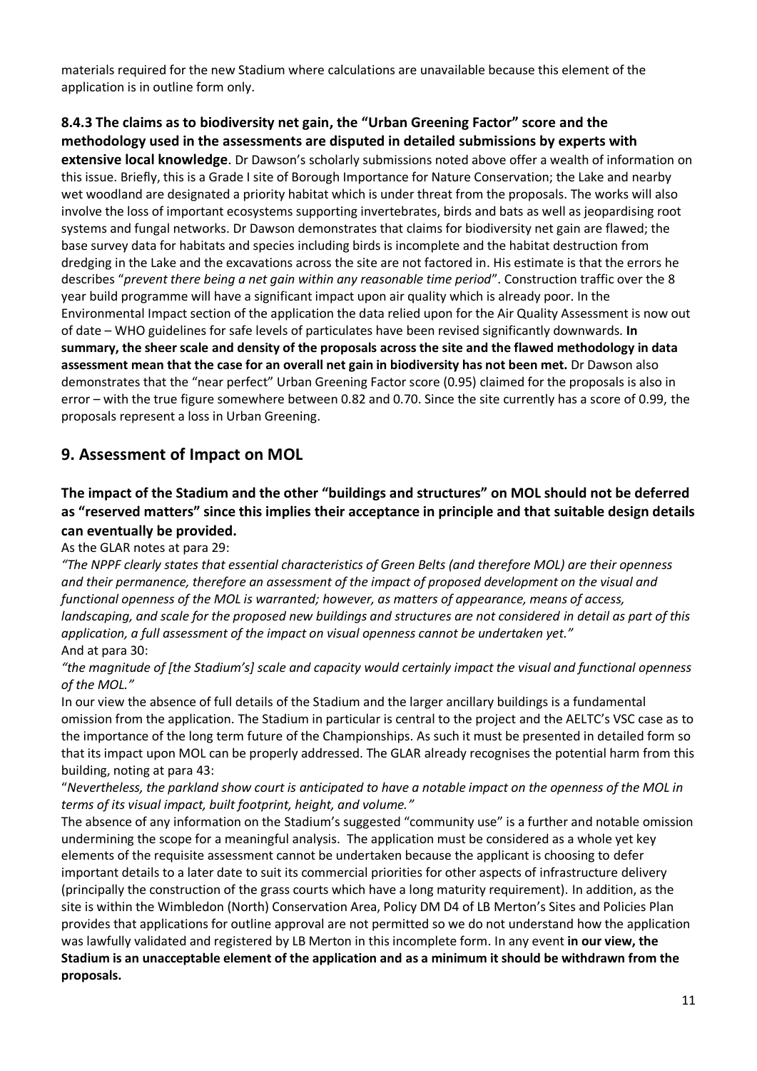materials required for the new Stadium where calculations are unavailable because this element of the application is in outline form only.

**8.4.3 The claims as to biodiversity net gain, the "Urban Greening Factor" score and the methodology used in the assessments are disputed in detailed submissions by experts with extensive local knowledge**. Dr Dawson's scholarly submissions noted above offer a wealth of information on this issue. Briefly, this is a Grade I site of Borough Importance for Nature Conservation; the Lake and nearby wet woodland are designated a priority habitat which is under threat from the proposals. The works will also involve the loss of important ecosystems supporting invertebrates, birds and bats as well as jeopardising root systems and fungal networks. Dr Dawson demonstrates that claims for biodiversity net gain are flawed; the base survey data for habitats and species including birds is incomplete and the habitat destruction from dredging in the Lake and the excavations across the site are not factored in. His estimate is that the errors he describes "*prevent there being a net gain within any reasonable time period*". Construction traffic over the 8 year build programme will have a significant impact upon air quality which is already poor. In the Environmental Impact section of the application the data relied upon for the Air Quality Assessment is now out of date – WHO guidelines for safe levels of particulates have been revised significantly downwards. **In summary, the sheer scale and density of the proposals across the site and the flawed methodology in data assessment mean that the case for an overall net gain in biodiversity has not been met.** Dr Dawson also demonstrates that the "near perfect" Urban Greening Factor score (0.95) claimed for the proposals is also in error – with the true figure somewhere between 0.82 and 0.70. Since the site currently has a score of 0.99, the proposals represent a loss in Urban Greening.

## 9. Assessment of Impact on MOL

### The impact of the Stadium and the other "buildings and structures" on MOL should not be deferred as "reserved matters" since this implies their acceptance in principle and that suitable design details can eventually be provided.

As the GLAR notes at para 29:

*"The NPPF clearly states that essential characteristics of Green Belts (and therefore MOL) are their openness and their permanence, therefore an assessment of the impact of proposed development on the visual and functional openness of the MOL is warranted; however, as matters of appearance, means of access, landscaping, and scale for the proposed new buildings and structures are not considered in detail as part of this application, a full assessment of the impact on visual openness cannot be undertaken yet."*

And at para 30:

*"the magnitude of [the Stadium's] scale and capacity would certainly impact the visual and functional openness of the MOL."*

In our view the absence of full details of the Stadium and the larger ancillary buildings is a fundamental omission from the application. The Stadium in particular is central to the project and the AELTC's VSC case as to the importance of the long term future of the Championships. As such it must be presented in detailed form so that its impact upon MOL can be properly addressed. The GLAR already recognises the potential harm from this building, noting at para 43:

"*Nevertheless, the parkland show court is anticipated to have a notable impact on the openness of the MOL in terms of its visual impact, built footprint, height, and volume."*

The absence of any information on the Stadium's suggested "community use" is a further and notable omission undermining the scope for a meaningful analysis. The application must be considered as a whole yet key elements of the requisite assessment cannot be undertaken because the applicant is choosing to defer important details to a later date to suit its commercial priorities for other aspects of infrastructure delivery (principally the construction of the grass courts which have a long maturity requirement). In addition, as the site is within the Wimbledon (North) Conservation Area, Policy DM D4 of LB Merton's Sites and Policies Plan provides that applications for outline approval are not permitted so we do not understand how the application was lawfully validated and registered by LB Merton in this incomplete form. In any event **in our view, the Stadium is an unacceptable element of the application and as a minimum it should be withdrawn from the proposals.**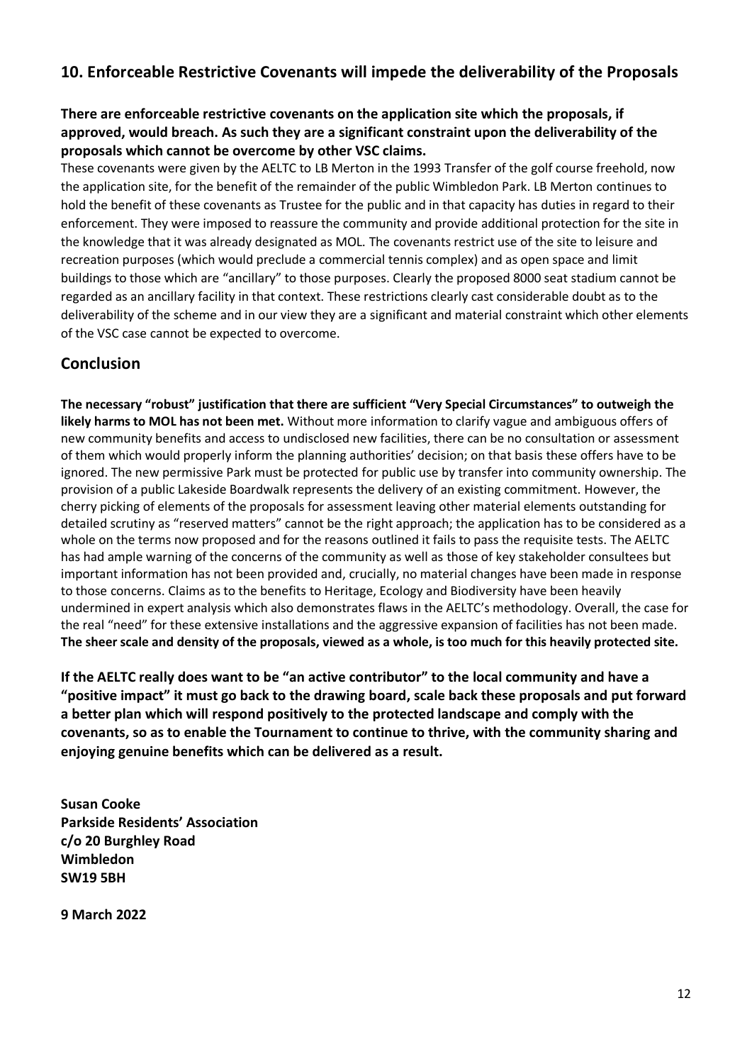## 10. Enforceable Restrictive Covenants will impede the deliverability of the Proposals

**There are enforceable restrictive covenants on the application site which the proposals, if approved, would breach. As such they are a significant constraint upon the deliverability of the proposals which cannot be overcome by other VSC claims.**

These covenants were given by the AELTC to LB Merton in the 1993 Transfer of the golf course freehold, now the application site, for the benefit of the remainder of the public Wimbledon Park. LB Merton continues to hold the benefit of these covenants as Trustee for the public and in that capacity has duties in regard to their enforcement. They were imposed to reassure the community and provide additional protection for the site in the knowledge that it was already designated as MOL. The covenants restrict use of the site to leisure and recreation purposes (which would preclude a commercial tennis complex) and as open space and limit buildings to those which are "ancillary" to those purposes. Clearly the proposed 8000 seat stadium cannot be regarded as an ancillary facility in that context. These restrictions clearly cast considerable doubt as to the deliverability of the scheme and in our view they are a significant and material constraint which other elements of the VSC case cannot be expected to overcome.

## Conclusion

**The necessary "robust" justification that there are sufficient "Very Special Circumstances" to outweigh the likely harms to MOL has not been met.** Without more information to clarify vague and ambiguous offers of new community benefits and access to undisclosed new facilities, there can be no consultation or assessment of them which would properly inform the planning authorities' decision; on that basis these offers have to be ignored. The new permissive Park must be protected for public use by transfer into community ownership. The provision of a public Lakeside Boardwalk represents the delivery of an existing commitment. However, the cherry picking of elements of the proposals for assessment leaving other material elements outstanding for detailed scrutiny as "reserved matters" cannot be the right approach; the application has to be considered as a whole on the terms now proposed and for the reasons outlined it fails to pass the requisite tests. The AELTC has had ample warning of the concerns of the community as well as those of key stakeholder consultees but important information has not been provided and, crucially, no material changes have been made in response to those concerns. Claims as to the benefits to Heritage, Ecology and Biodiversity have been heavily undermined in expert analysis which also demonstrates flaws in the AELTC's methodology. Overall, the case for the real "need" for these extensive installations and the aggressive expansion of facilities has not been made. **The sheer scale and density of the proposals, viewed as a whole, is too much for this heavily protected site.**

**If the AELTC really does want to be "an active contributor" to the local community and have a "positive impact" it must go back to the drawing board, scale back these proposals and put forward a better plan which will respond positively to the protected landscape and comply with the covenants, so as to enable the Tournament to continue to thrive, with the community sharing and enjoying genuine benefits which can be delivered as a result.**

**Susan Cooke**
**Parkside Residents' Association**
**c/o 20 Burghley Road**
**Wimbledon**
**SW19 5BH**

**9 March 2022**